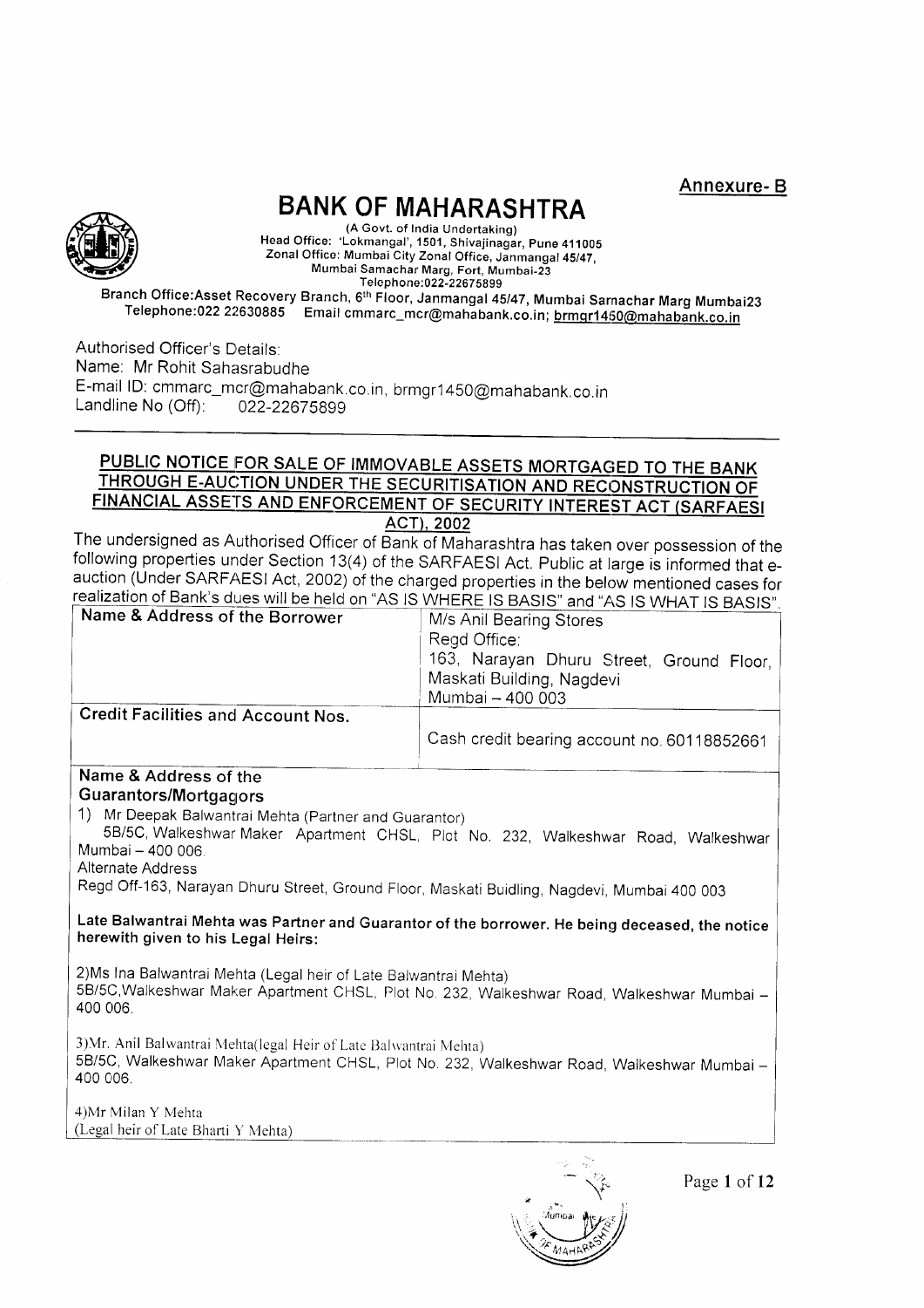**Annexure- B**

# BANK OF MAHARASHTRA

(A Govt. of India Undertaking)
Head Office: 'Lokmangal', 1501, Shivajinagar, Pune 411005
Zonal Office: Mumbai City Zonal Office, Janmangal 45/47,
Mumbai Samachar Marg, Fort, Mumbai-23
Telephone:022-22675899

Branch Office:Asset Recovery Branch, 6th Floor, Janmangal 45/47, Mumbai Samachar Marg Mumbai23
Telephone:022 22630885 Email cmmarc_mcr@mahabank.co.in; brmgr1450@mahabank.co.in

Authorised Officer's Details:
Name: Mr Rohit Sahasrabudhe
E-mail ID: cmmarc_mcr@mahabank.co.in, brmgr1450@mahabank.co.in
Landline No (Off): 022-22675899

---

## PUBLIC NOTICE FOR SALE OF IMMOVABLE ASSETS MORTGAGED TO THE BANK THROUGH E-AUCTION UNDER THE SECURITISATION AND RECONSTRUCTION OF FINANCIAL ASSETS AND ENFORCEMENT OF SECURITY INTEREST ACT (SARFAESI ACT), 2002

The undersigned as Authorised Officer of Bank of Maharashtra has taken over possession of the following properties under Section 13(4) of the SARFAESI Act. Public at large is informed that e-auction (Under SARFAESI Act, 2002) of the charged properties in the below mentioned cases for realization of Bank's dues will be held on "AS IS WHERE IS BASIS" and "AS IS WHAT IS BASIS".

| **Name & Address of the Borrower** | M/s Anil Bearing Stores<br>Regd Office:<br>163, Narayan Dhuru Street, Ground Floor, Maskati Building, Nagdevi<br>Mumbai – 400 003 |
|---|---|
| **Credit Facilities and Account Nos.** | Cash credit bearing account no. 60118852661 |

**Name & Address of the Guarantors/Mortgagors**

1) Mr Deepak Balwantrai Mehta (Partner and Guarantor)
5B/5C, Walkeshwar Maker Apartment CHSL, Plot No. 232, Walkeshwar Road, Walkeshwar Mumbai – 400 006.
Alternate Address
Regd Off-163, Narayan Dhuru Street, Ground Floor, Maskati Buidling, Nagdevi, Mumbai 400 003

**Late Balwantrai Mehta was Partner and Guarantor of the borrower. He being deceased, the notice herewith given to his Legal Heirs:**

2)Ms Ina Balwantrai Mehta (Legal heir of Late Balwantrai Mehta)
5B/5C,Walkeshwar Maker Apartment CHSL, Plot No. 232, Walkeshwar Road, Walkeshwar Mumbai – 400 006.

3)Mr. Anil Balwantrai Mehta(legal Heir of Late Balwantrai Mehta)
5B/5C, Walkeshwar Maker Apartment CHSL, Plot No. 232, Walkeshwar Road, Walkeshwar Mumbai – 400 006.

4)Mr Milan Y Mehta
(Legal heir of Late Bharti Y Mehta)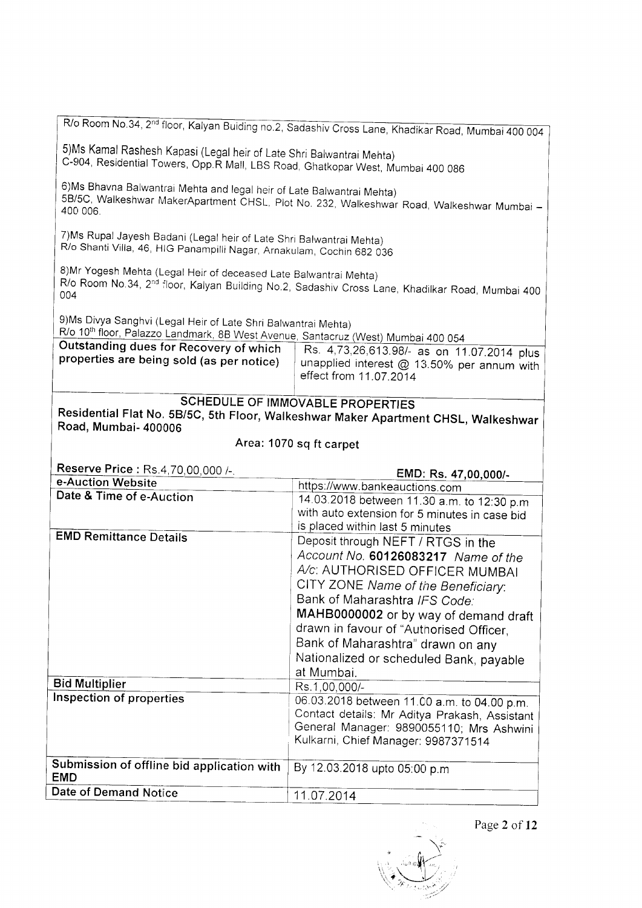R/o Room No.34, 2nd floor, Kalyan Buiding no.2, Sadashiv Cross Lane, Khadikar Road, Mumbai 400 004

5)Ms Kamal Rashesh Kapasi (Legal heir of Late Shri Balwantrai Mehta)
C-904, Residential Towers, Opp.R Mall, LBS Road, Ghatkopar West, Mumbai 400 086

6)Ms Bhavna Balwantrai Mehta and legal heir of Late Balwantrai Mehta)
5B/5C, Walkeshwar MakerApartment CHSL, Plot No. 232, Walkeshwar Road, Walkeshwar Mumbai – 400 006.

7)Ms Rupal Jayesh Badani (Legal heir of Late Shri Balwantrai Mehta)
R/o Shanti Villa, 46, HIG Panampilli Nagar, Arnakulam, Cochin 682 036

8)Mr Yogesh Mehta (Legal Heir of deceased Late Balwantrai Mehta)
R/o Room No.34, 2nd floor, Kalyan Building No.2, Sadashiv Cross Lane, Khadilkar Road, Mumbai 400 004

9)Ms Divya Sanghvi (Legal Heir of Late Shri Balwantrai Mehta)
R/o 10th floor, Palazzo Landmark, 8B West Avenue, Santacruz (West) Mumbai 400 054

| **Outstanding dues for Recovery of which properties are being sold (as per notice)** | Rs. 4,73,26,613.98/- as on 11.07.2014 plus unapplied interest @ 13.50% per annum with effect from 11.07.2014 |
|---|---|

**SCHEDULE OF IMMOVABLE PROPERTIES**

**Residential Flat No. 5B/5C, 5th Floor, Walkeshwar Maker Apartment CHSL, Walkeshwar Road, Mumbai- 400006**

Area: 1070 sq ft carpet

| **Reserve Price** : Rs.4,70,00,000 /-. | **EMD: Rs. 47,00,000/-** |
|---|---|
| **e-Auction Website** | https://www.bankeauctions.com |
| **Date & Time of e-Auction** | 14.03.2018 between 11.30 a.m. to 12:30 p.m with auto extension for 5 minutes in case bid is placed within last 5 minutes |
| **EMD Remittance Details** | Deposit through NEFT / RTGS in the *Account No.* **60126083217** *Name of the A/c*: AUTHORISED OFFICER MUMBAI CITY ZONE *Name of the Beneficiary*: Bank of Maharashtra *IFS Code*: **MAHB0000002** or by way of demand draft drawn in favour of "Authorised Officer, Bank of Maharashtra" drawn on any Nationalized or scheduled Bank, payable at Mumbai. |
| **Bid Multiplier** | Rs.1,00,000/- |
| **Inspection of properties** | 06.03.2018 between 11.00 a.m. to 04.00 p.m. Contact details: Mr Aditya Prakash, Assistant General Manager: 9890055110; Mrs Ashwini Kulkarni, Chief Manager: 9987371514 |
| **Submission of offline bid application with EMD** | By 12.03.2018 upto 05:00 p.m |
| **Date of Demand Notice** | 11.07.2014 |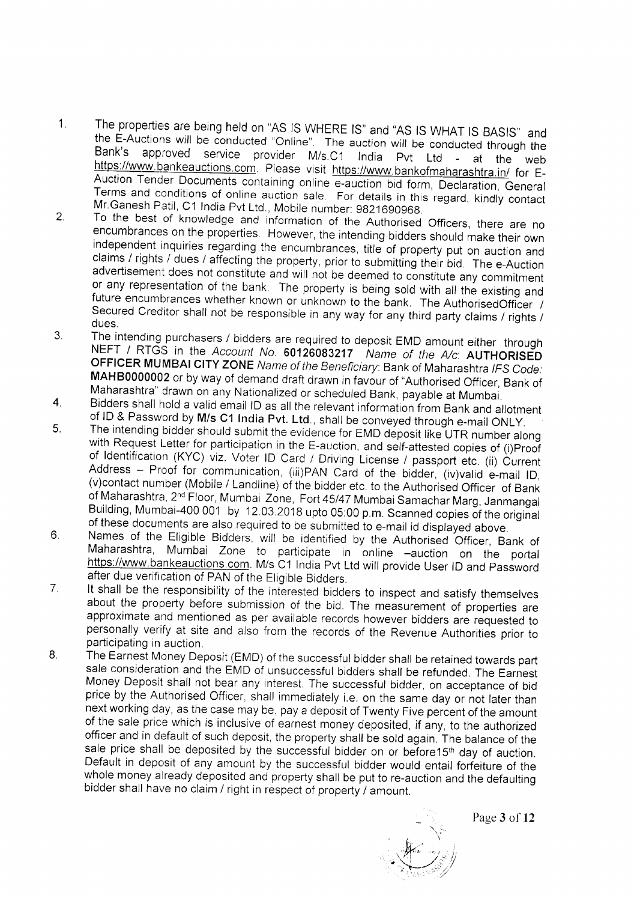1. The properties are being held on "AS IS WHERE IS" and "AS IS WHAT IS BASIS" and the E-Auctions will be conducted "Online". The auction will be conducted through the Bank's approved service provider M/s.C1 India Pvt Ltd - at the web https://www.bankeauctions.com. Please visit https://www.bankofmaharashtra.in/ for E-Auction Tender Documents containing online e-auction bid form, Declaration, General Terms and conditions of online auction sale. For details in this regard, kindly contact Mr.Ganesh Patil, C1 India Pvt Ltd., Mobile number: 9821690968.
2. To the best of knowledge and information of the Authorised Officers, there are no encumbrances on the properties. However, the intending bidders should make their own independent inquiries regarding the encumbrances, title of property put on auction and claims / rights / dues / affecting the property, prior to submitting their bid. The e-Auction advertisement does not constitute and will not be deemed to constitute any commitment or any representation of the bank. The property is being sold with all the existing and future encumbrances whether known or unknown to the bank. The AuthorisedOfficer / Secured Creditor shall not be responsible in any way for any third party claims / rights / dues.
3. The intending purchasers / bidders are required to deposit EMD amount either through NEFT / RTGS in the *Account No.* **60126083217** *Name of the A/c*: **AUTHORISED OFFICER MUMBAI CITY ZONE** *Name of the Beneficiary*: Bank of Maharashtra *IFS Code:* **MAHB0000002** or by way of demand draft drawn in favour of "Authorised Officer, Bank of Maharashtra" drawn on any Nationalized or scheduled Bank, payable at Mumbai.
4. Bidders shall hold a valid email ID as all the relevant information from Bank and allotment of ID & Password by **M/s C1 India Pvt. Ltd.**, shall be conveyed through e-mail ONLY.
5. The intending bidder should submit the evidence for EMD deposit like UTR number along with Request Letter for participation in the E-auction, and self-attested copies of (i)Proof of Identification (KYC) viz. Voter ID Card / Driving License / passport etc. (ii) Current Address – Proof for communication, (iii)PAN Card of the bidder, (iv)valid e-mail ID, (v)contact number (Mobile / Landline) of the bidder etc. to the Authorised Officer of Bank of Maharashtra, 2nd Floor, Mumbai Zone, Fort 45/47 Mumbai Samachar Marg, Janmangal Building, Mumbai-400 001 by 12.03.2018 upto 05:00 p.m. Scanned copies of the original of these documents are also required to be submitted to e-mail id displayed above.
6. Names of the Eligible Bidders, will be identified by the Authorised Officer, Bank of Maharashtra, Mumbai Zone to participate in online –auction on the portal https://www.bankeauctions.com. M/s C1 India Pvt Ltd will provide User ID and Password after due verification of PAN of the Eligible Bidders.
7. It shall be the responsibility of the interested bidders to inspect and satisfy themselves about the property before submission of the bid. The measurement of properties are approximate and mentioned as per available records however bidders are requested to personally verify at site and also from the records of the Revenue Authorities prior to participating in auction.
8. The Earnest Money Deposit (EMD) of the successful bidder shall be retained towards part sale consideration and the EMD of unsuccessful bidders shall be refunded. The Earnest Money Deposit shall not bear any interest. The successful bidder, on acceptance of bid price by the Authorised Officer, shall immediately i.e. on the same day or not later than next working day, as the case may be, pay a deposit of Twenty Five percent of the amount of the sale price which is inclusive of earnest money deposited, if any, to the authorized officer and in default of such deposit, the property shall be sold again. The balance of the sale price shall be deposited by the successful bidder on or before15th day of auction. Default in deposit of any amount by the successful bidder would entail forfeiture of the whole money already deposited and property shall be put to re-auction and the defaulting bidder shall have no claim / right in respect of property / amount.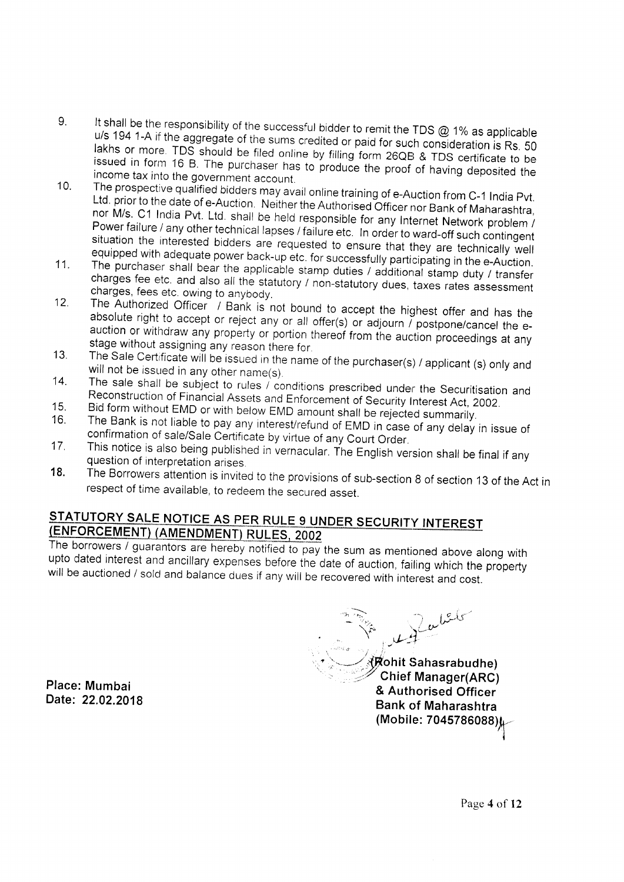9. It shall be the responsibility of the successful bidder to remit the TDS @ 1% as applicable u/s 194 1-A if the aggregate of the sums credited or paid for such consideration is Rs. 50 lakhs or more. TDS should be filed online by filling form 26QB & TDS certificate to be issued in form 16 B. The purchaser has to produce the proof of having deposited the income tax into the government account.
10. The prospective qualified bidders may avail online training of e-Auction from C-1 India Pvt. Ltd. prior to the date of e-Auction. Neither the Authorised Officer nor Bank of Maharashtra, nor M/s. C1 India Pvt. Ltd. shall be held responsible for any Internet Network problem / Power failure / any other technical lapses / failure etc. In order to ward-off such contingent situation the interested bidders are requested to ensure that they are technically well equipped with adequate power back-up etc. for successfully participating in the e-Auction.
11. The purchaser shall bear the applicable stamp duties / additional stamp duty / transfer charges fee etc. and also all the statutory / non-statutory dues, taxes rates assessment charges, fees etc. owing to anybody.
12. The Authorized Officer / Bank is not bound to accept the highest offer and has the absolute right to accept or reject any or all offer(s) or adjourn / postpone/cancel the e-auction or withdraw any property or portion thereof from the auction proceedings at any stage without assigning any reason there for.
13. The Sale Certificate will be issued in the name of the purchaser(s) / applicant (s) only and will not be issued in any other name(s).
14. The sale shall be subject to rules / conditions prescribed under the Securitisation and Reconstruction of Financial Assets and Enforcement of Security Interest Act, 2002.
15. Bid form without EMD or with below EMD amount shall be rejected summarily.
16. The Bank is not liable to pay any interest/refund of EMD in case of any delay in issue of confirmation of sale/Sale Certificate by virtue of any Court Order.
17. This notice is also being published in vernacular. The English version shall be final if any question of interpretation arises.
18. The Borrowers attention is invited to the provisions of sub-section 8 of section 13 of the Act in respect of time available, to redeem the secured asset.

## STATUTORY SALE NOTICE AS PER RULE 9 UNDER SECURITY INTEREST (ENFORCEMENT) (AMENDMENT) RULES, 2002

The borrowers / guarantors are hereby notified to pay the sum as mentioned above along with upto dated interest and ancillary expenses before the date of auction, failing which the property will be auctioned / sold and balance dues if any will be recovered with interest and cost.

**(Rohit Sahasrabudhe)**
**Chief Manager(ARC)**
**& Authorised Officer**
**Bank of Maharashtra**
**(Mobile: 7045786088)**

**Place: Mumbai**
**Date: 22.02.2018**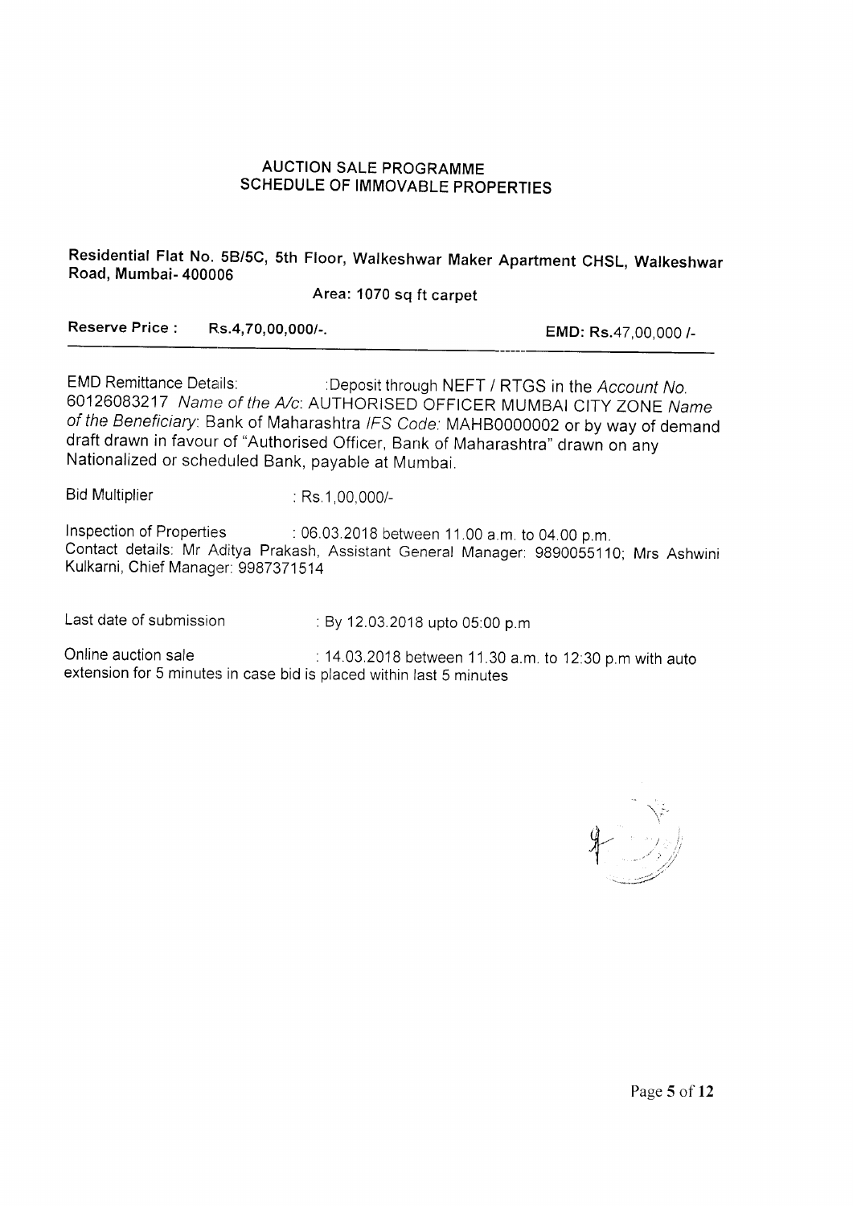## AUCTION SALE PROGRAMME
## SCHEDULE OF IMMOVABLE PROPERTIES

**Residential Flat No. 5B/5C, 5th Floor, Walkeshwar Maker Apartment CHSL, Walkeshwar Road, Mumbai- 400006**

**Area: 1070 sq ft carpet**

**Reserve Price :** **Rs.4,70,00,000/-.** **EMD: Rs.**47,00,000 /-

EMD Remittance Details: :Deposit through NEFT / RTGS in the *Account No.* 60126083217 *Name of the A/c*: AUTHORISED OFFICER MUMBAI CITY ZONE *Name of the Beneficiary*: Bank of Maharashtra *IFS Code:* MAHB0000002 or by way of demand draft drawn in favour of "Authorised Officer, Bank of Maharashtra" drawn on any Nationalized or scheduled Bank, payable at Mumbai.

Bid Multiplier : Rs.1,00,000/-

Inspection of Properties : 06.03.2018 between 11.00 a.m. to 04.00 p.m.
Contact details: Mr Aditya Prakash, Assistant General Manager: 9890055110; Mrs Ashwini Kulkarni, Chief Manager: 9987371514

Last date of submission : By 12.03.2018 upto 05:00 p.m

Online auction sale : 14.03.2018 between 11.30 a.m. to 12:30 p.m with auto extension for 5 minutes in case bid is placed within last 5 minutes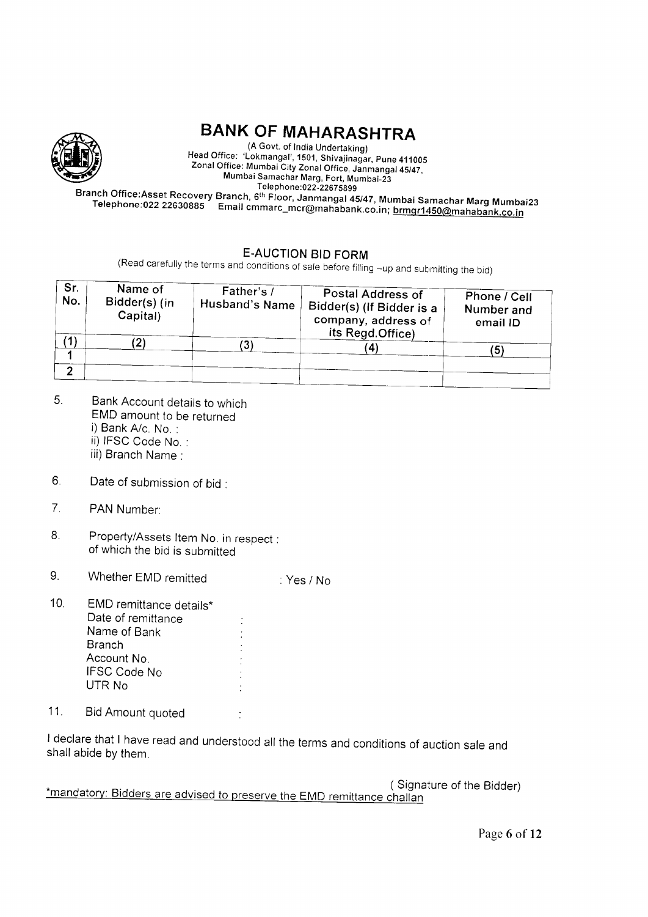# BANK OF MAHARASHTRA

(A Govt. of India Undertaking)
Head Office: 'Lokmangal', 1501, Shivajinagar, Pune 411005
Zonal Office: Mumbai City Zonal Office, Janmangal 45/47,
Mumbai Samachar Marg, Fort, Mumbai-23
Telephone:022-22675899

Branch Office:Asset Recovery Branch, 6th Floor, Janmangal 45/47, Mumbai Samachar Marg Mumbai23
Telephone:022 22630885 Email cmmarc_mcr@mahabank.co.in; brmgr1450@mahabank.co.in

## E-AUCTION BID FORM

(Read carefully the terms and conditions of sale before filling –up and submitting the bid)

| Sr. No. | Name of Bidder(s) (in Capital) | Father's / Husband's Name | Postal Address of Bidder(s) (If Bidder is a company, address of its Regd.Office) | Phone / Cell Number and email ID |
|---|---|---|---|---|
| (1) | (2) | (3) | (4) | (5) |
| 1 | | | | |
| 2 | | | | |

5. Bank Account details to which EMD amount to be returned
   i) Bank A/c. No. :
   ii) IFSC Code No. :
   iii) Branch Name :

6. Date of submission of bid :

7. PAN Number:

8. Property/Assets Item No. in respect : of which the bid is submitted

9. Whether EMD remitted : Yes / No

10. EMD remittance details*
    Date of remittance :
    Name of Bank :
    Branch :
    Account No. :
    IFSC Code No :
    UTR No :

11. Bid Amount quoted :

I declare that I have read and understood all the terms and conditions of auction sale and shall abide by them.

( Signature of the Bidder)

*mandatory: Bidders are advised to preserve the EMD remittance challan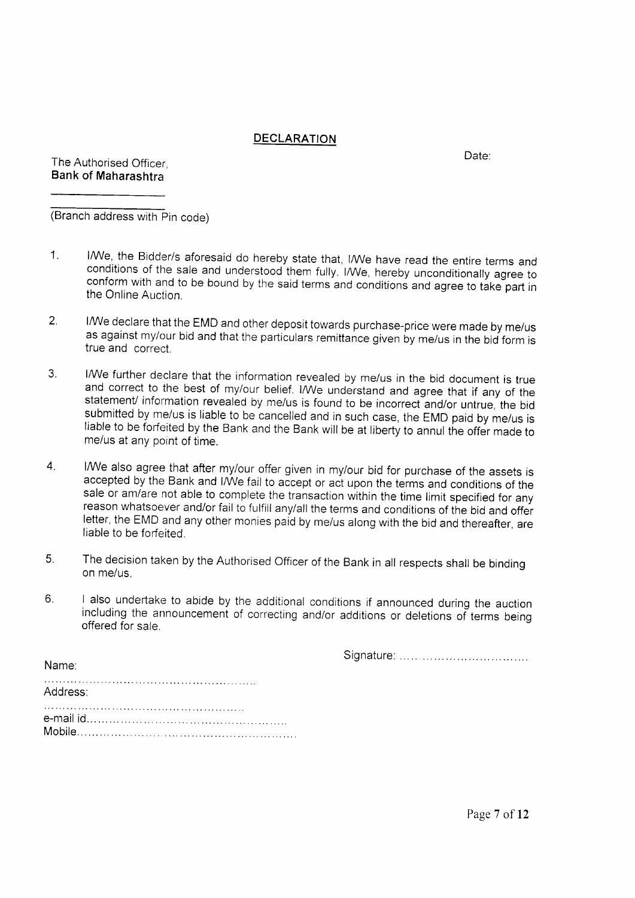## DECLARATION

Date:

The Authorised Officer,
**Bank of Maharashtra**

_________________

_________________
(Branch address with Pin code)

1. I/We, the Bidder/s aforesaid do hereby state that, I/We have read the entire terms and conditions of the sale and understood them fully. I/We, hereby unconditionally agree to conform with and to be bound by the said terms and conditions and agree to take part in the Online Auction.

2. I/We declare that the EMD and other deposit towards purchase-price were made by me/us as against my/our bid and that the particulars remittance given by me/us in the bid form is true and correct.

3. I/We further declare that the information revealed by me/us in the bid document is true and correct to the best of my/our belief. I/We understand and agree that if any of the statement/ information revealed by me/us is found to be incorrect and/or untrue, the bid submitted by me/us is liable to be cancelled and in such case, the EMD paid by me/us is liable to be forfeited by the Bank and the Bank will be at liberty to annul the offer made to me/us at any point of time.

4. I/We also agree that after my/our offer given in my/our bid for purchase of the assets is accepted by the Bank and I/We fail to accept or act upon the terms and conditions of the sale or am/are not able to complete the transaction within the time limit specified for any reason whatsoever and/or fail to fulfill any/all the terms and conditions of the bid and offer letter, the EMD and any other monies paid by me/us along with the bid and thereafter, are liable to be forfeited.

5. The decision taken by the Authorised Officer of the Bank in all respects shall be binding on me/us.

6. I also undertake to abide by the additional conditions if announced during the auction including the announcement of correcting and/or additions or deletions of terms being offered for sale.

Signature: ………………………………

Name:

……………………………………………………
Address:

………………………………………………
e-mail id………………………………………………
Mobile…………………………………………………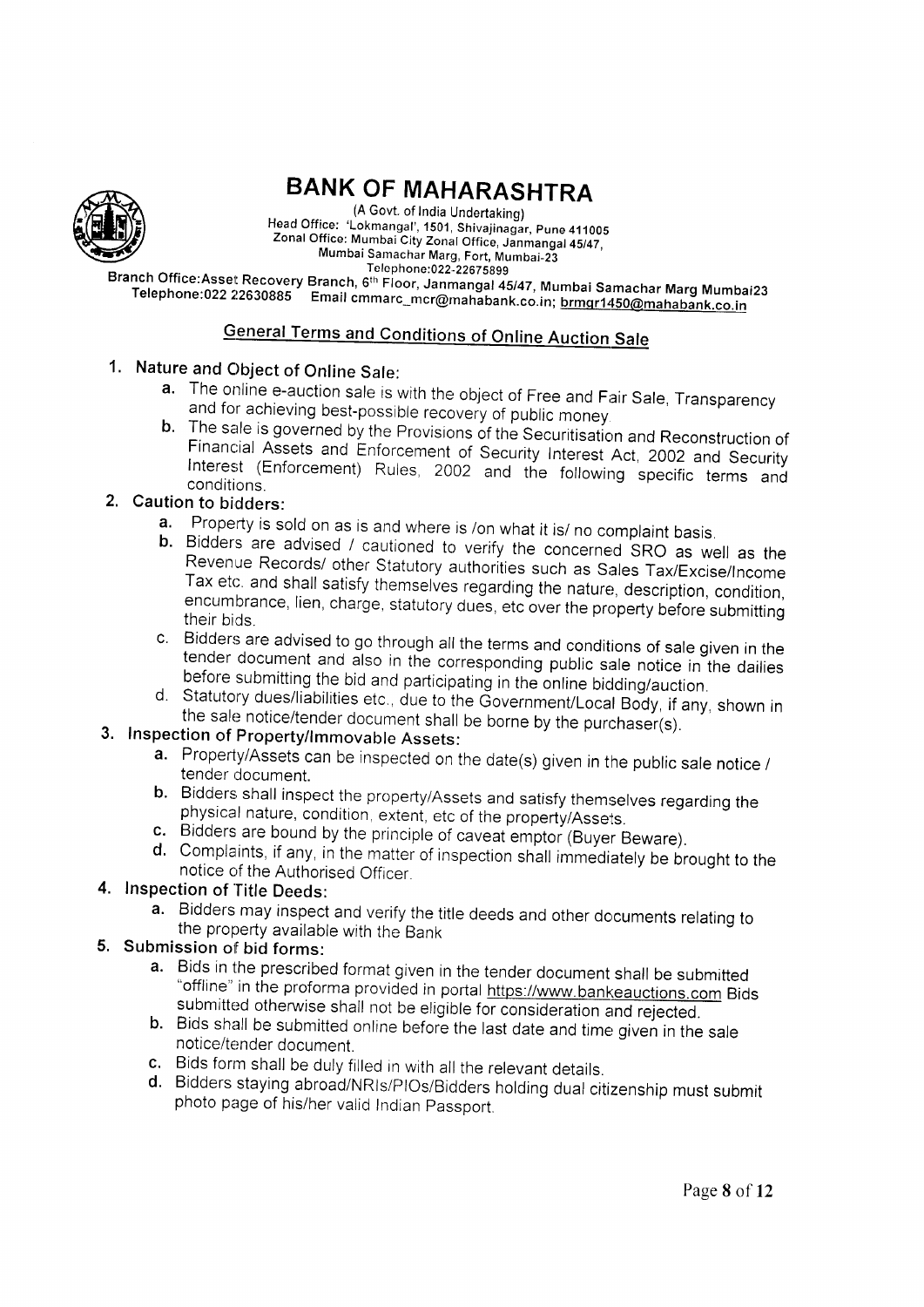# BANK OF MAHARASHTRA

(A Govt. of India Undertaking)
Head Office: 'Lokmangal', 1501, Shivajinagar, Pune 411005
Zonal Office: Mumbai City Zonal Office, Janmangal 45/47, Mumbai Samachar Marg, Fort, Mumbai-23
Telephone:022-22675899
Branch Office:Asset Recovery Branch, 6th Floor, Janmangal 45/47, Mumbai Samachar Marg Mumbai23
Telephone:022 22630885 Email cmmarc_mcr@mahabank.co.in; brmgr1450@mahabank.co.in

## General Terms and Conditions of Online Auction Sale

1. **Nature and Object of Online Sale:**
   a. The online e-auction sale is with the object of Free and Fair Sale, Transparency and for achieving best-possible recovery of public money.
   b. The sale is governed by the Provisions of the Securitisation and Reconstruction of Financial Assets and Enforcement of Security Interest Act, 2002 and Security Interest (Enforcement) Rules, 2002 and the following specific terms and conditions.
2. **Caution to bidders:**
   a. Property is sold on as is and where is /on what it is/ no complaint basis.
   b. Bidders are advised / cautioned to verify the concerned SRO as well as the Revenue Records/ other Statutory authorities such as Sales Tax/Excise/Income Tax etc. and shall satisfy themselves regarding the nature, description, condition, encumbrance, lien, charge, statutory dues, etc over the property before submitting their bids.
   c. Bidders are advised to go through all the terms and conditions of sale given in the tender document and also in the corresponding public sale notice in the dailies before submitting the bid and participating in the online bidding/auction.
   d. Statutory dues/liabilities etc., due to the Government/Local Body, if any, shown in the sale notice/tender document shall be borne by the purchaser(s).
3. **Inspection of Property/Immovable Assets:**
   a. Property/Assets can be inspected on the date(s) given in the public sale notice / tender document.
   b. Bidders shall inspect the property/Assets and satisfy themselves regarding the physical nature, condition, extent, etc of the property/Assets.
   c. Bidders are bound by the principle of caveat emptor (Buyer Beware).
   d. Complaints, if any, in the matter of inspection shall immediately be brought to the notice of the Authorised Officer.
4. **Inspection of Title Deeds:**
   a. Bidders may inspect and verify the title deeds and other documents relating to the property available with the Bank
5. **Submission of bid forms:**
   a. Bids in the prescribed format given in the tender document shall be submitted "offline" in the proforma provided in portal https://www.bankeauctions.com Bids submitted otherwise shall not be eligible for consideration and rejected.
   b. Bids shall be submitted online before the last date and time given in the sale notice/tender document.
   c. Bids form shall be duly filled in with all the relevant details.
   d. Bidders staying abroad/NRIs/PIOs/Bidders holding dual citizenship must submit photo page of his/her valid Indian Passport.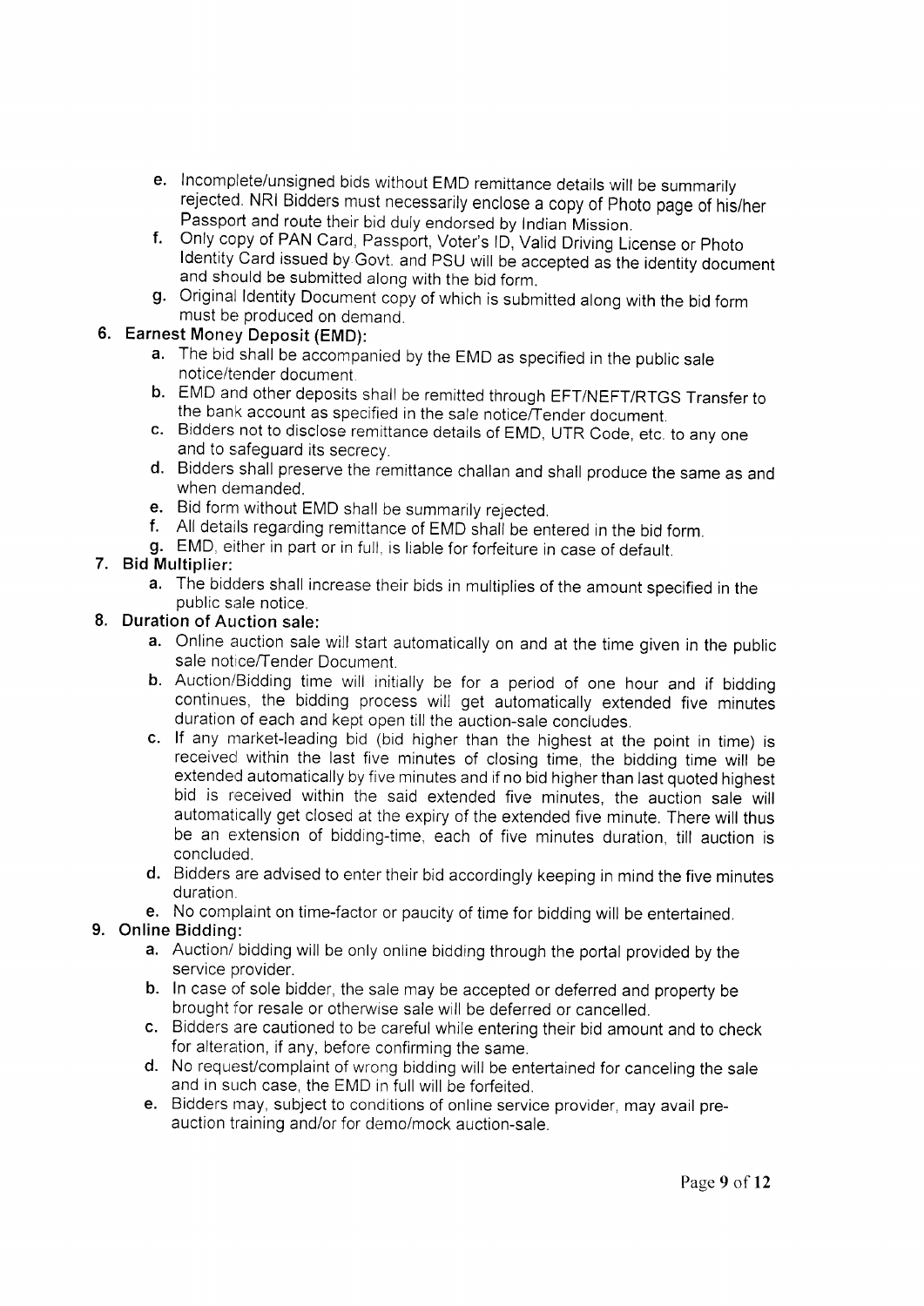e. Incomplete/unsigned bids without EMD remittance details will be summarily rejected. NRI Bidders must necessarily enclose a copy of Photo page of his/her Passport and route their bid duly endorsed by Indian Mission.
f. Only copy of PAN Card, Passport, Voter's ID, Valid Driving License or Photo Identity Card issued by Govt. and PSU will be accepted as the identity document and should be submitted along with the bid form.
g. Original Identity Document copy of which is submitted along with the bid form must be produced on demand.

6. **Earnest Money Deposit (EMD):**
   a. The bid shall be accompanied by the EMD as specified in the public sale notice/tender document.
   b. EMD and other deposits shall be remitted through EFT/NEFT/RTGS Transfer to the bank account as specified in the sale notice/Tender document.
   c. Bidders not to disclose remittance details of EMD, UTR Code, etc. to any one and to safeguard its secrecy.
   d. Bidders shall preserve the remittance challan and shall produce the same as and when demanded.
   e. Bid form without EMD shall be summarily rejected.
   f. All details regarding remittance of EMD shall be entered in the bid form.
   g. EMD, either in part or in full, is liable for forfeiture in case of default.

7. **Bid Multiplier:**
   a. The bidders shall increase their bids in multiplies of the amount specified in the public sale notice.

8. **Duration of Auction sale:**
   a. Online auction sale will start automatically on and at the time given in the public sale notice/Tender Document.
   b. Auction/Bidding time will initially be for a period of one hour and if bidding continues, the bidding process will get automatically extended five minutes duration of each and kept open till the auction-sale concludes.
   c. If any market-leading bid (bid higher than the highest at the point in time) is received within the last five minutes of closing time, the bidding time will be extended automatically by five minutes and if no bid higher than last quoted highest bid is received within the said extended five minutes, the auction sale will automatically get closed at the expiry of the extended five minute. There will thus be an extension of bidding-time, each of five minutes duration, till auction is concluded.
   d. Bidders are advised to enter their bid accordingly keeping in mind the five minutes duration.
   e. No complaint on time-factor or paucity of time for bidding will be entertained.

9. **Online Bidding:**
   a. Auction/ bidding will be only online bidding through the portal provided by the service provider.
   b. In case of sole bidder, the sale may be accepted or deferred and property be brought for resale or otherwise sale will be deferred or cancelled.
   c. Bidders are cautioned to be careful while entering their bid amount and to check for alteration, if any, before confirming the same.
   d. No request/complaint of wrong bidding will be entertained for canceling the sale and in such case, the EMD in full will be forfeited.
   e. Bidders may, subject to conditions of online service provider, may avail pre-auction training and/or for demo/mock auction-sale.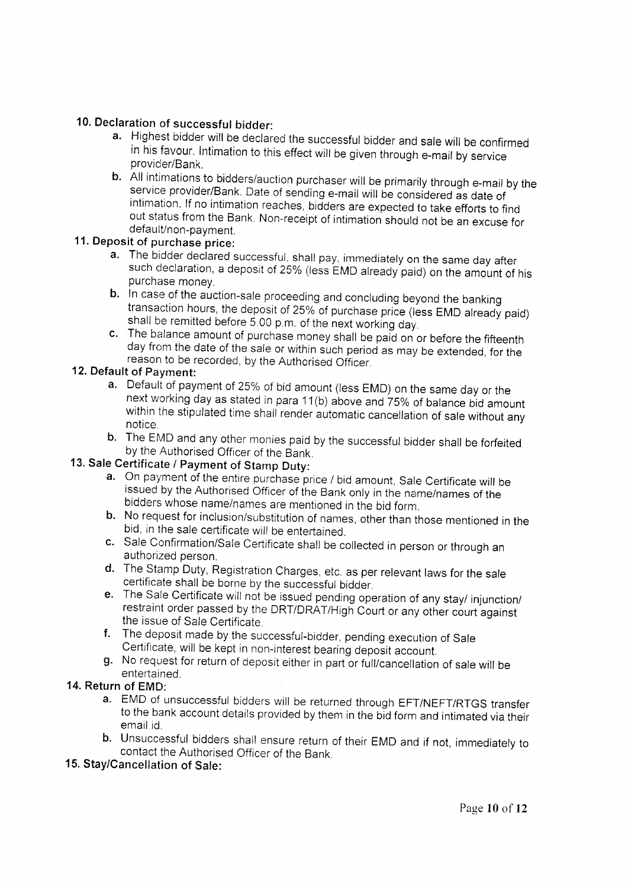**10. Declaration of successful bidder:**

a. Highest bidder will be declared the successful bidder and sale will be confirmed in his favour. Intimation to this effect will be given through e-mail by service provider/Bank.

b. All intimations to bidders/auction purchaser will be primarily through e-mail by the service provider/Bank. Date of sending e-mail will be considered as date of intimation. If no intimation reaches, bidders are expected to take efforts to find out status from the Bank. Non-receipt of intimation should not be an excuse for default/non-payment.

**11. Deposit of purchase price:**

a. The bidder declared successful, shall pay, immediately on the same day after such declaration, a deposit of 25% (less EMD already paid) on the amount of his purchase money.

b. In case of the auction-sale proceeding and concluding beyond the banking transaction hours, the deposit of 25% of purchase price (less EMD already paid) shall be remitted before 5.00 p.m. of the next working day.

c. The balance amount of purchase money shall be paid on or before the fifteenth day from the date of the sale or within such period as may be extended, for the reason to be recorded, by the Authorised Officer.

**12. Default of Payment:**

a. Default of payment of 25% of bid amount (less EMD) on the same day or the next working day as stated in para 11(b) above and 75% of balance bid amount within the stipulated time shall render automatic cancellation of sale without any notice.

b. The EMD and any other monies paid by the successful bidder shall be forfeited by the Authorised Officer of the Bank.

**13. Sale Certificate / Payment of Stamp Duty:**

a. On payment of the entire purchase price / bid amount, Sale Certificate will be issued by the Authorised Officer of the Bank only in the name/names of the bidders whose name/names are mentioned in the bid form.

b. No request for inclusion/substitution of names, other than those mentioned in the bid, in the sale certificate will be entertained.

c. Sale Confirmation/Sale Certificate shall be collected in person or through an authorized person.

d. The Stamp Duty, Registration Charges, etc. as per relevant laws for the sale certificate shall be borne by the successful bidder.

e. The Sale Certificate will not be issued pending operation of any stay/ injunction/ restraint order passed by the DRT/DRAT/High Court or any other court against the issue of Sale Certificate.

f. The deposit made by the successful-bidder, pending execution of Sale Certificate, will be kept in non-interest bearing deposit account.

g. No request for return of deposit either in part or full/cancellation of sale will be entertained.

**14. Return of EMD:**

a. EMD of unsuccessful bidders will be returned through EFT/NEFT/RTGS transfer to the bank account details provided by them in the bid form and intimated via their email id.

b. Unsuccessful bidders shall ensure return of their EMD and if not, immediately to contact the Authorised Officer of the Bank.

**15. Stay/Cancellation of Sale:**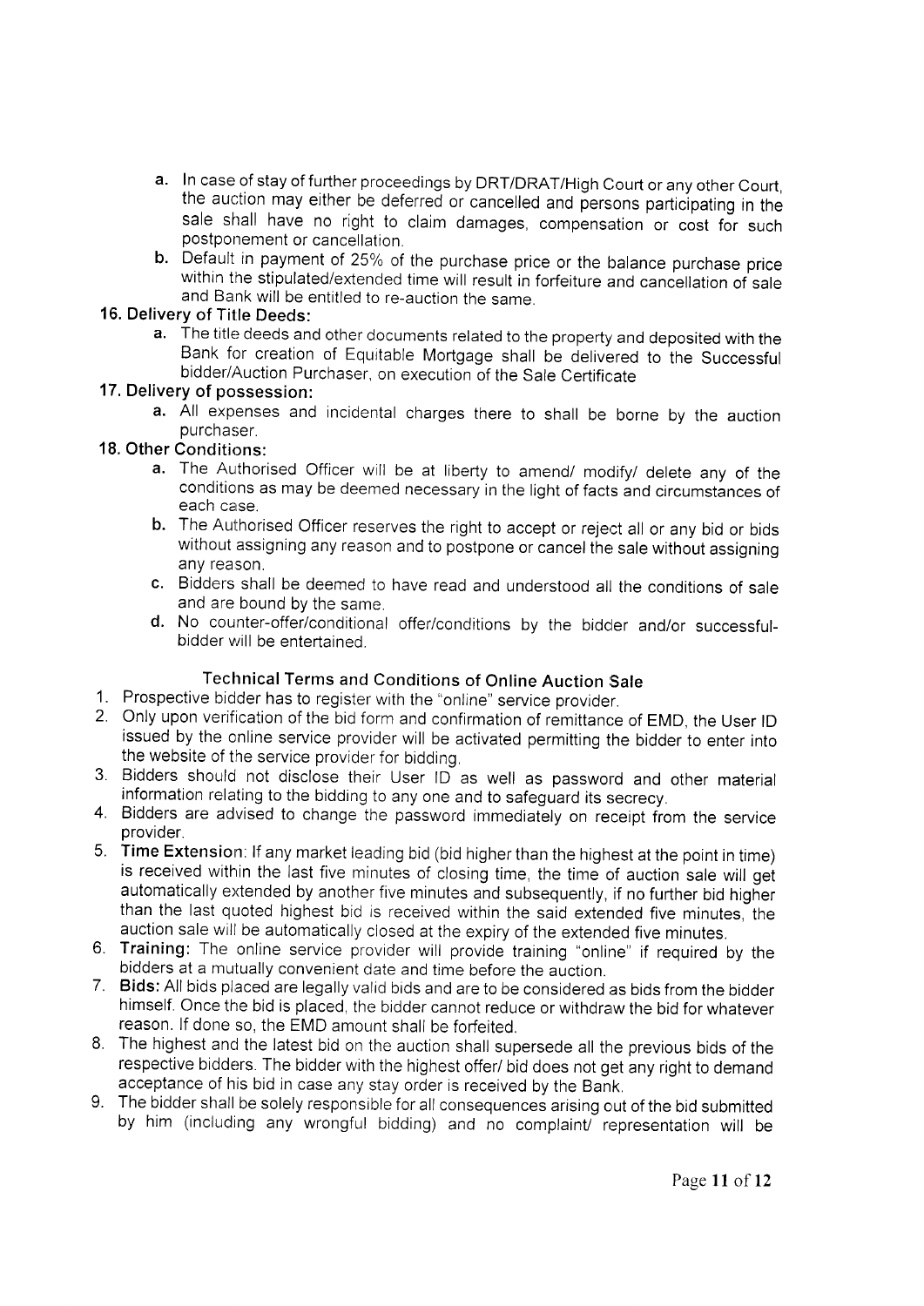a. In case of stay of further proceedings by DRT/DRAT/High Court or any other Court, the auction may either be deferred or cancelled and persons participating in the sale shall have no right to claim damages, compensation or cost for such postponement or cancellation.

b. Default in payment of 25% of the purchase price or the balance purchase price within the stipulated/extended time will result in forfeiture and cancellation of sale and Bank will be entitled to re-auction the same.

**16. Delivery of Title Deeds:**

a. The title deeds and other documents related to the property and deposited with the Bank for creation of Equitable Mortgage shall be delivered to the Successful bidder/Auction Purchaser, on execution of the Sale Certificate

**17. Delivery of possession:**

a. All expenses and incidental charges there to shall be borne by the auction purchaser.

**18. Other Conditions:**

a. The Authorised Officer will be at liberty to amend/ modify/ delete any of the conditions as may be deemed necessary in the light of facts and circumstances of each case.

b. The Authorised Officer reserves the right to accept or reject all or any bid or bids without assigning any reason and to postpone or cancel the sale without assigning any reason.

c. Bidders shall be deemed to have read and understood all the conditions of sale and are bound by the same.

d. No counter-offer/conditional offer/conditions by the bidder and/or successful-bidder will be entertained.

## Technical Terms and Conditions of Online Auction Sale

1. Prospective bidder has to register with the "online" service provider.
2. Only upon verification of the bid form and confirmation of remittance of EMD, the User ID issued by the online service provider will be activated permitting the bidder to enter into the website of the service provider for bidding.
3. Bidders should not disclose their User ID as well as password and other material information relating to the bidding to any one and to safeguard its secrecy.
4. Bidders are advised to change the password immediately on receipt from the service provider.
5. **Time Extension**: If any market leading bid (bid higher than the highest at the point in time) is received within the last five minutes of closing time, the time of auction sale will get automatically extended by another five minutes and subsequently, if no further bid higher than the last quoted highest bid is received within the said extended five minutes, the auction sale will be automatically closed at the expiry of the extended five minutes.
6. **Training:** The online service provider will provide training "online" if required by the bidders at a mutually convenient date and time before the auction.
7. **Bids:** All bids placed are legally valid bids and are to be considered as bids from the bidder himself. Once the bid is placed, the bidder cannot reduce or withdraw the bid for whatever reason. If done so, the EMD amount shall be forfeited.
8. The highest and the latest bid on the auction shall supersede all the previous bids of the respective bidders. The bidder with the highest offer/ bid does not get any right to demand acceptance of his bid in case any stay order is received by the Bank.
9. The bidder shall be solely responsible for all consequences arising out of the bid submitted by him (including any wrongful bidding) and no complaint/ representation will be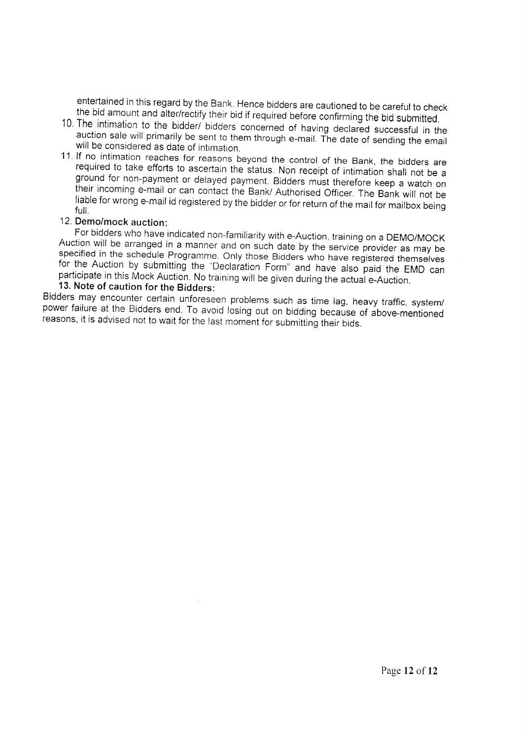entertained in this regard by the Bank. Hence bidders are cautioned to be careful to check the bid amount and alter/rectify their bid if required before confirming the bid submitted.

10. The intimation to the bidder/ bidders concerned of having declared successful in the auction sale will primarily be sent to them through e-mail. The date of sending the email will be considered as date of intimation.
11. If no intimation reaches for reasons beyond the control of the Bank, the bidders are required to take efforts to ascertain the status. Non receipt of intimation shall not be a ground for non-payment or delayed payment. Bidders must therefore keep a watch on their incoming e-mail or can contact the Bank/ Authorised Officer. The Bank will not be liable for wrong e-mail id registered by the bidder or for return of the mail for mailbox being full.
12. **Demo/mock auction:**

    For bidders who have indicated non-familiarity with e-Auction, training on a DEMO/MOCK Auction will be arranged in a manner and on such date by the service provider as may be specified in the schedule Programme. Only those Bidders who have registered themselves for the Auction by submitting the "Declaration Form" and have also paid the EMD can participate in this Mock Auction. No training will be given during the actual e-Auction.
13. **Note of caution for the Bidders:**

Bidders may encounter certain unforeseen problems such as time lag, heavy traffic, system/ power failure at the Bidders end. To avoid losing out on bidding because of above-mentioned reasons, it is advised not to wait for the last moment for submitting their bids.